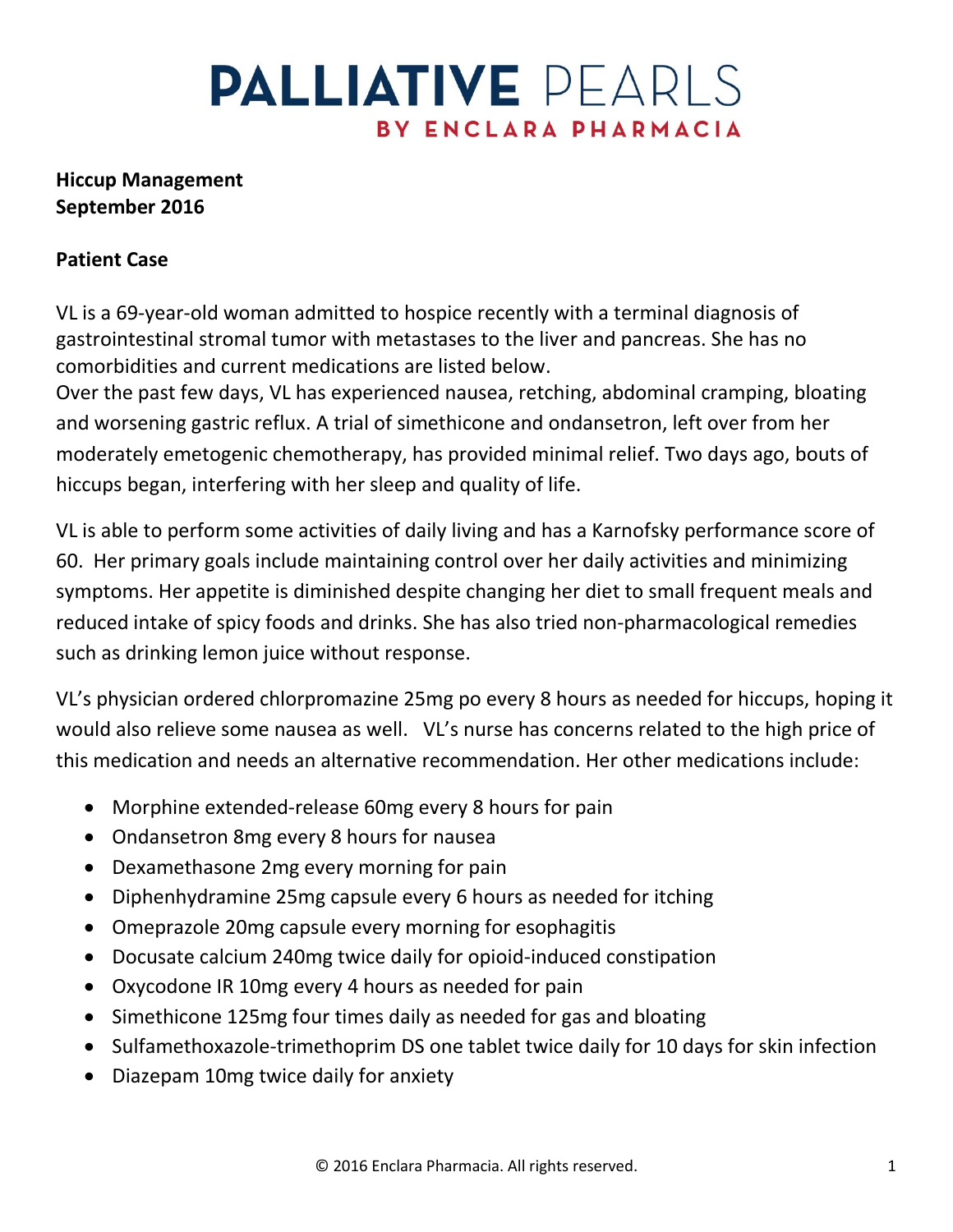# PALLIATIVE PEARLS
## BY ENCLARA PHARMACIA

**Hiccup Management**
**September 2016**

**Patient Case**

VL is a 69-year-old woman admitted to hospice recently with a terminal diagnosis of gastrointestinal stromal tumor with metastases to the liver and pancreas. She has no comorbidities and current medications are listed below.
Over the past few days, VL has experienced nausea, retching, abdominal cramping, bloating and worsening gastric reflux. A trial of simethicone and ondansetron, left over from her moderately emetogenic chemotherapy, has provided minimal relief. Two days ago, bouts of hiccups began, interfering with her sleep and quality of life.

VL is able to perform some activities of daily living and has a Karnofsky performance score of 60. Her primary goals include maintaining control over her daily activities and minimizing symptoms. Her appetite is diminished despite changing her diet to small frequent meals and reduced intake of spicy foods and drinks. She has also tried non-pharmacological remedies such as drinking lemon juice without response.

VL's physician ordered chlorpromazine 25mg po every 8 hours as needed for hiccups, hoping it would also relieve some nausea as well. VL's nurse has concerns related to the high price of this medication and needs an alternative recommendation. Her other medications include:

- Morphine extended-release 60mg every 8 hours for pain
- Ondansetron 8mg every 8 hours for nausea
- Dexamethasone 2mg every morning for pain
- Diphenhydramine 25mg capsule every 6 hours as needed for itching
- Omeprazole 20mg capsule every morning for esophagitis
- Docusate calcium 240mg twice daily for opioid-induced constipation
- Oxycodone IR 10mg every 4 hours as needed for pain
- Simethicone 125mg four times daily as needed for gas and bloating
- Sulfamethoxazole-trimethoprim DS one tablet twice daily for 10 days for skin infection
- Diazepam 10mg twice daily for anxiety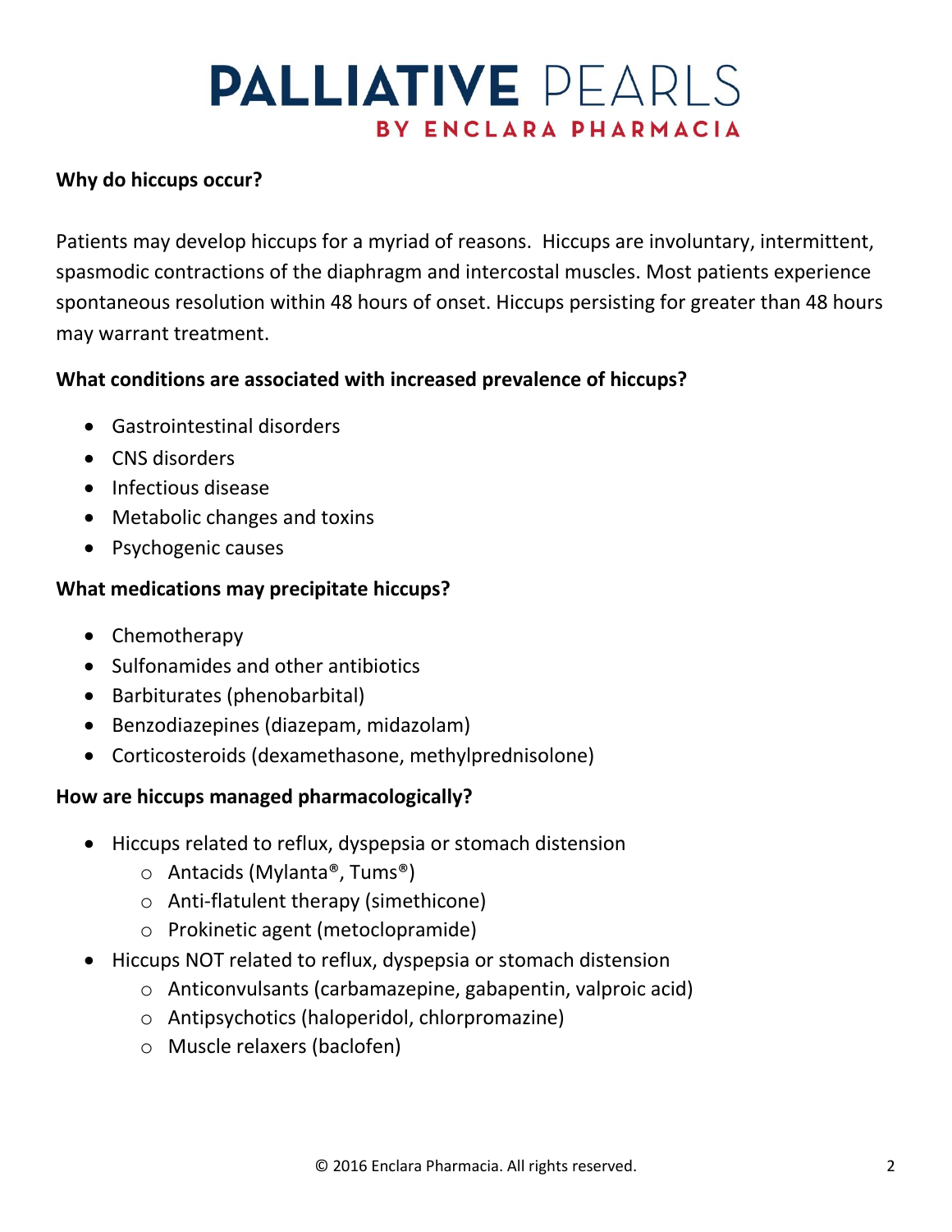# PALLIATIVE PEARLS
## BY ENCLARA PHARMACIA

**Why do hiccups occur?**

Patients may develop hiccups for a myriad of reasons. Hiccups are involuntary, intermittent, spasmodic contractions of the diaphragm and intercostal muscles. Most patients experience spontaneous resolution within 48 hours of onset. Hiccups persisting for greater than 48 hours may warrant treatment.

**What conditions are associated with increased prevalence of hiccups?**

- Gastrointestinal disorders
- CNS disorders
- Infectious disease
- Metabolic changes and toxins
- Psychogenic causes

**What medications may precipitate hiccups?**

- Chemotherapy
- Sulfonamides and other antibiotics
- Barbiturates (phenobarbital)
- Benzodiazepines (diazepam, midazolam)
- Corticosteroids (dexamethasone, methylprednisolone)

**How are hiccups managed pharmacologically?**

- Hiccups related to reflux, dyspepsia or stomach distension
  - Antacids (Mylanta®, Tums®)
  - Anti-flatulent therapy (simethicone)
  - Prokinetic agent (metoclopramide)
- Hiccups NOT related to reflux, dyspepsia or stomach distension
  - Anticonvulsants (carbamazepine, gabapentin, valproic acid)
  - Antipsychotics (haloperidol, chlorpromazine)
  - Muscle relaxers (baclofen)

© 2016 Enclara Pharmacia. All rights reserved.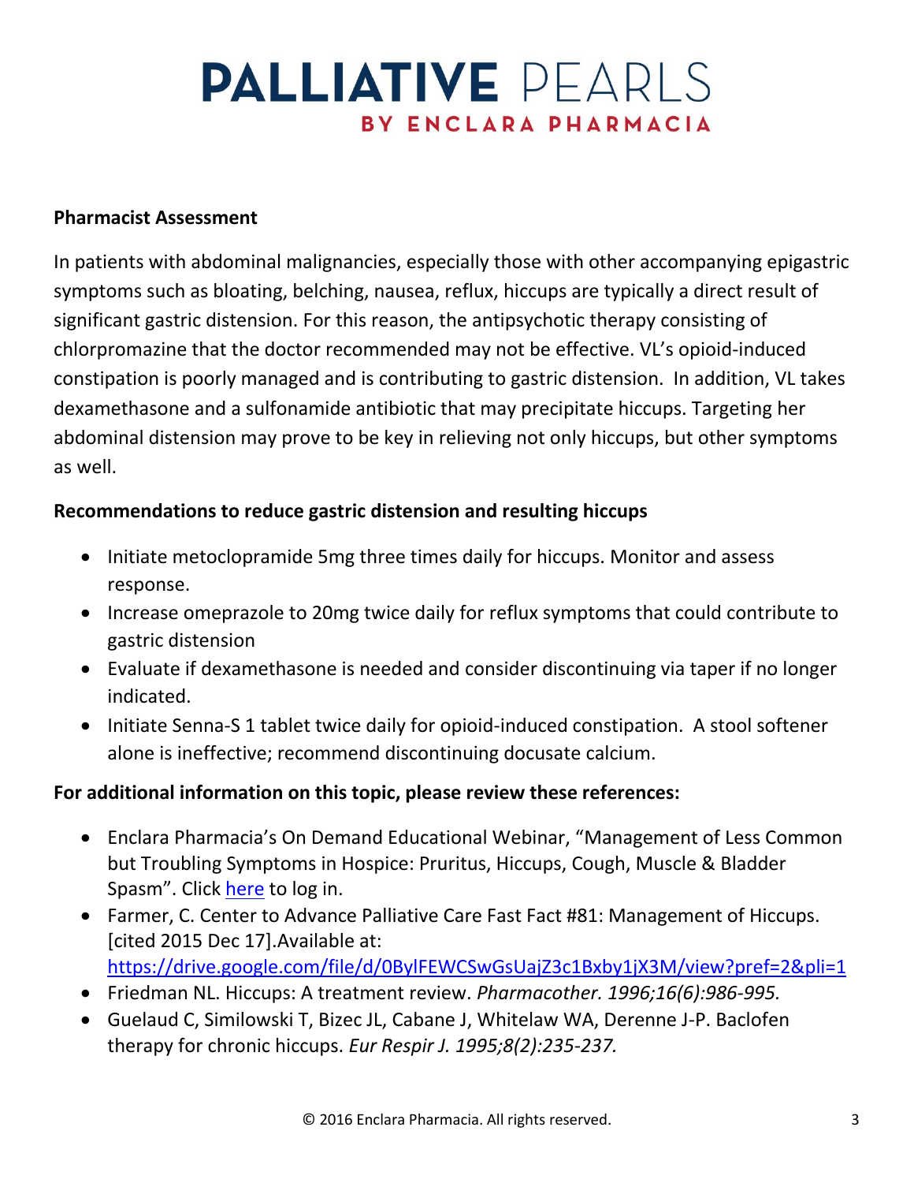**Pharmacist Assessment**

In patients with abdominal malignancies, especially those with other accompanying epigastric symptoms such as bloating, belching, nausea, reflux, hiccups are typically a direct result of significant gastric distension. For this reason, the antipsychotic therapy consisting of chlorpromazine that the doctor recommended may not be effective. VL's opioid-induced constipation is poorly managed and is contributing to gastric distension. In addition, VL takes dexamethasone and a sulfonamide antibiotic that may precipitate hiccups. Targeting her abdominal distension may prove to be key in relieving not only hiccups, but other symptoms as well.

**Recommendations to reduce gastric distension and resulting hiccups**

- Initiate metoclopramide 5mg three times daily for hiccups. Monitor and assess response.
- Increase omeprazole to 20mg twice daily for reflux symptoms that could contribute to gastric distension
- Evaluate if dexamethasone is needed and consider discontinuing via taper if no longer indicated.
- Initiate Senna-S 1 tablet twice daily for opioid-induced constipation. A stool softener alone is ineffective; recommend discontinuing docusate calcium.

**For additional information on this topic, please review these references:**

- Enclara Pharmacia's On Demand Educational Webinar, "Management of Less Common but Troubling Symptoms in Hospice: Pruritus, Hiccups, Cough, Muscle & Bladder Spasm". Click here to log in.
- Farmer, C. Center to Advance Palliative Care Fast Fact #81: Management of Hiccups. [cited 2015 Dec 17].Available at: https://drive.google.com/file/d/0BylFEWCSwGsUajZ3c1Bxby1jX3M/view?pref=2&pli=1
- Friedman NL. Hiccups: A treatment review. *Pharmacother. 1996;16(6):986-995.*
- Guelaud C, Similowski T, Bizec JL, Cabane J, Whitelaw WA, Derenne J-P. Baclofen therapy for chronic hiccups. *Eur Respir J. 1995;8(2):235-237.*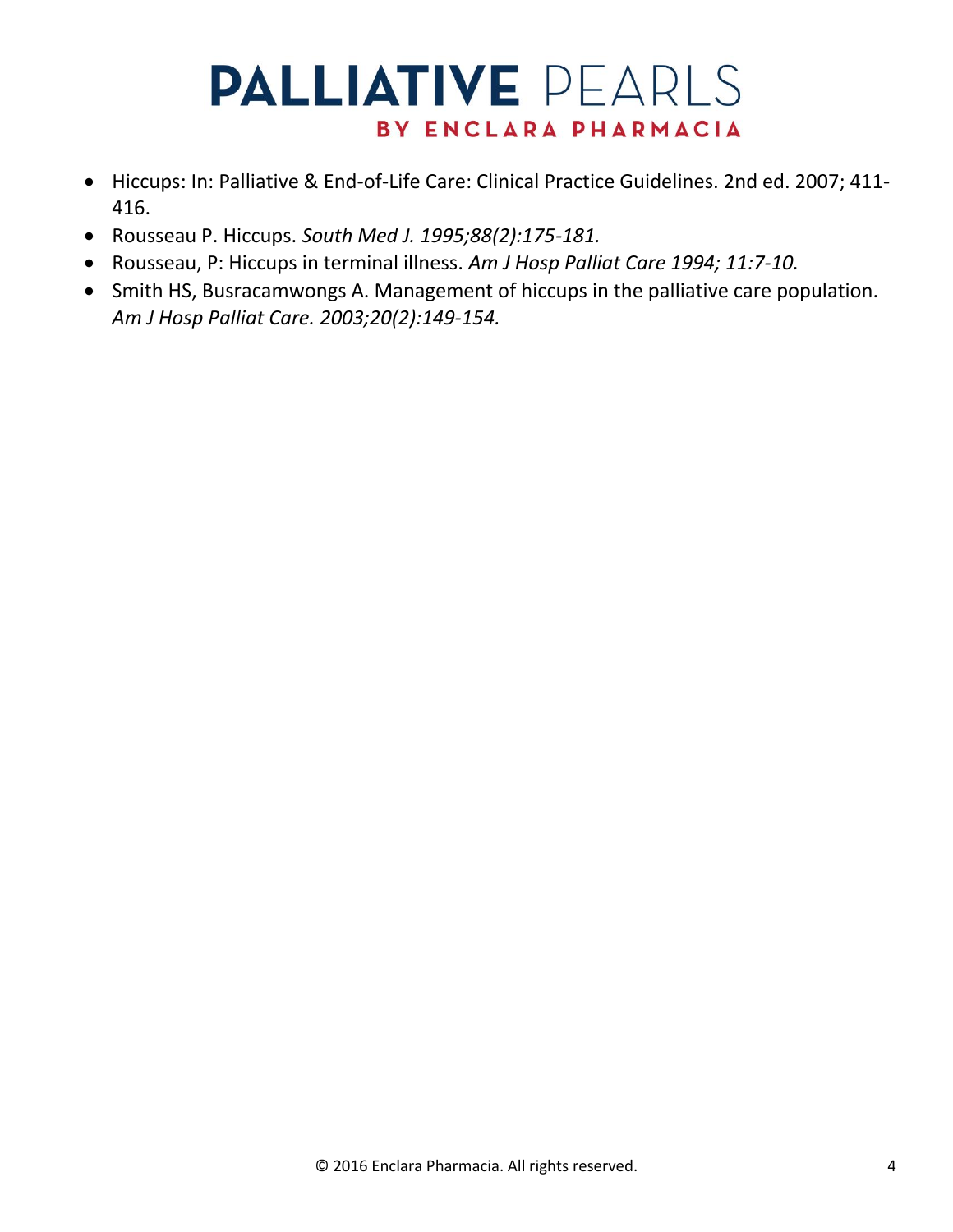- Hiccups: In: Palliative & End-of-Life Care: Clinical Practice Guidelines. 2nd ed. 2007; 411-416.
- Rousseau P. Hiccups. *South Med J. 1995;88(2):175-181.*
- Rousseau, P: Hiccups in terminal illness. *Am J Hosp Palliat Care 1994; 11:7-10.*
- Smith HS, Busracamwongs A. Management of hiccups in the palliative care population. *Am J Hosp Palliat Care. 2003;20(2):149-154.*